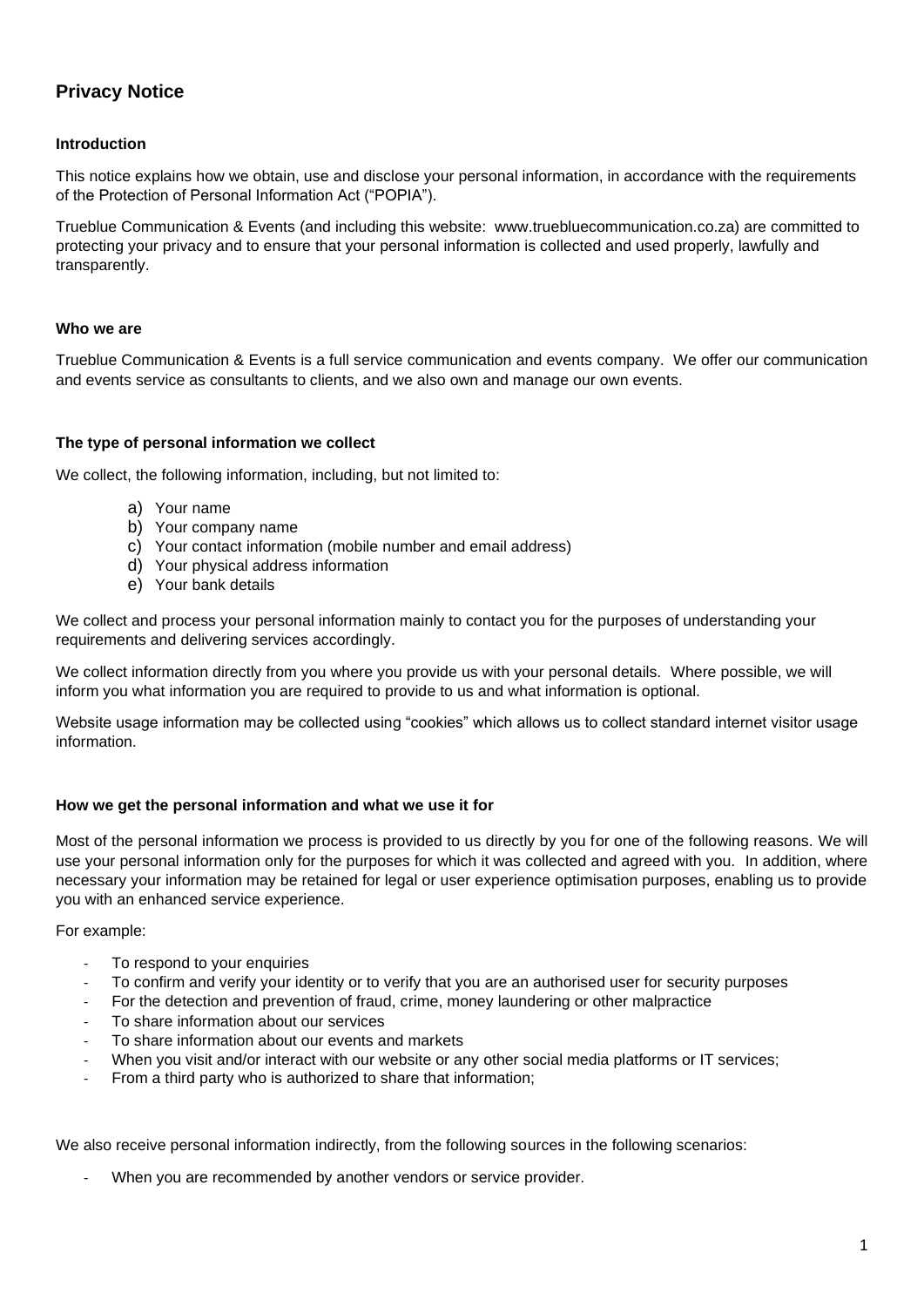# Privacy Notice

### Introduction

This notice explains how we obtain, use and disclose your personal information, in accordance with the requirements of the Protection of Personal Information Act ("POPIA").

Trueblue Communication & Events (and including this website: www.truebluecommunication.co.za) are committed to protecting your privacy and to ensure that your personal information is collected and used properly, lawfully and transparently.

### Who we are

Trueblue Communication & Events is a full service communication and events company. We offer our communication and events service as consultants to clients, and we also own and manage our own events.

### The type of personal information we collect

We collect, the following information, including, but not limited to:

a) Your name
b) Your company name
c) Your contact information (mobile number and email address)
d) Your physical address information
e) Your bank details

We collect and process your personal information mainly to contact you for the purposes of understanding your requirements and delivering services accordingly.

We collect information directly from you where you provide us with your personal details. Where possible, we will inform you what information you are required to provide to us and what information is optional.

Website usage information may be collected using "cookies" which allows us to collect standard internet visitor usage information.

### How we get the personal information and what we use it for

Most of the personal information we process is provided to us directly by you for one of the following reasons. We will use your personal information only for the purposes for which it was collected and agreed with you. In addition, where necessary your information may be retained for legal or user experience optimisation purposes, enabling us to provide you with an enhanced service experience.

For example:

- To respond to your enquiries
- To confirm and verify your identity or to verify that you are an authorised user for security purposes
- For the detection and prevention of fraud, crime, money laundering or other malpractice
- To share information about our services
- To share information about our events and markets
- When you visit and/or interact with our website or any other social media platforms or IT services;
- From a third party who is authorized to share that information;

We also receive personal information indirectly, from the following sources in the following scenarios:

- When you are recommended by another vendors or service provider.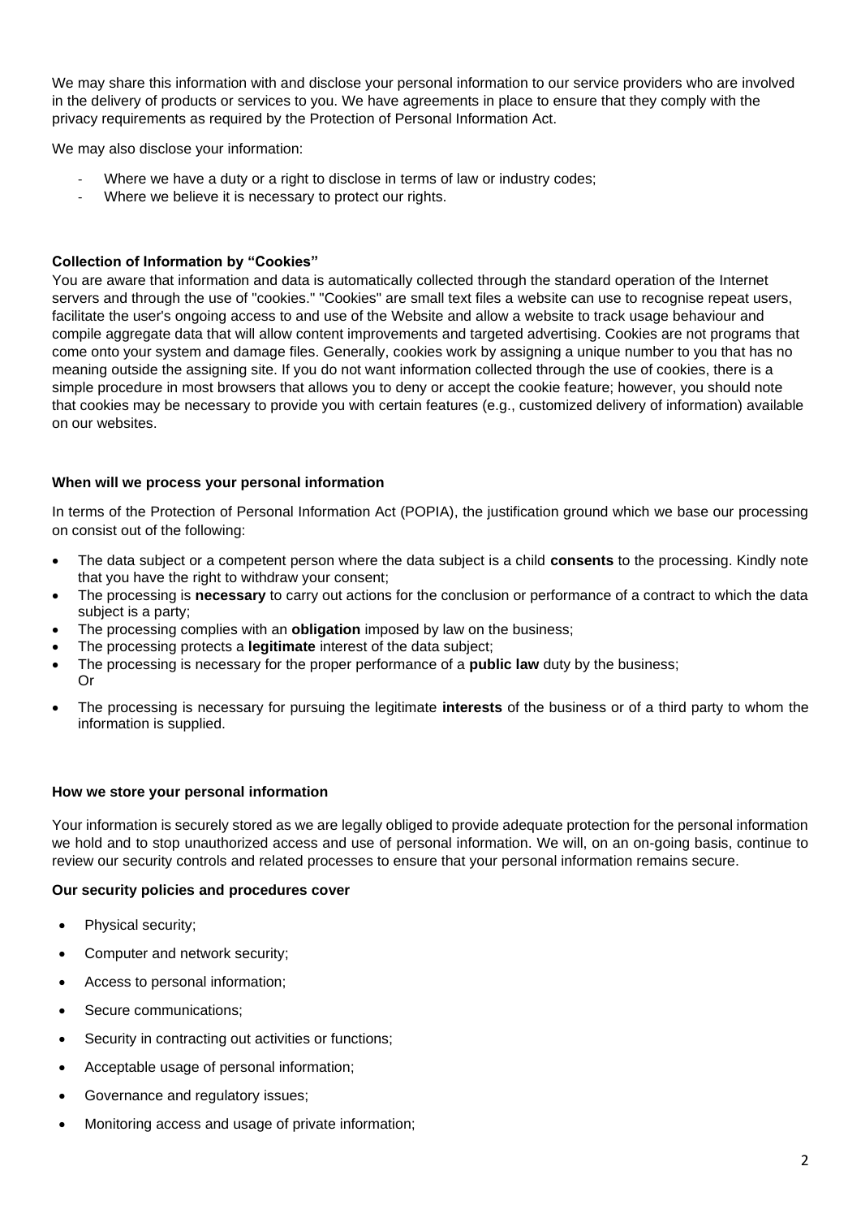We may share this information with and disclose your personal information to our service providers who are involved in the delivery of products or services to you. We have agreements in place to ensure that they comply with the privacy requirements as required by the Protection of Personal Information Act.

We may also disclose your information:

- Where we have a duty or a right to disclose in terms of law or industry codes;
- Where we believe it is necessary to protect our rights.

**Collection of Information by "Cookies"**

You are aware that information and data is automatically collected through the standard operation of the Internet servers and through the use of "cookies." "Cookies" are small text files a website can use to recognise repeat users, facilitate the user's ongoing access to and use of the Website and allow a website to track usage behaviour and compile aggregate data that will allow content improvements and targeted advertising. Cookies are not programs that come onto your system and damage files. Generally, cookies work by assigning a unique number to you that has no meaning outside the assigning site. If you do not want information collected through the use of cookies, there is a simple procedure in most browsers that allows you to deny or accept the cookie feature; however, you should note that cookies may be necessary to provide you with certain features (e.g., customized delivery of information) available on our websites.

**When will we process your personal information**

In terms of the Protection of Personal Information Act (POPIA), the justification ground which we base our processing on consist out of the following:

- The data subject or a competent person where the data subject is a child **consents** to the processing. Kindly note that you have the right to withdraw your consent;
- The processing is **necessary** to carry out actions for the conclusion or performance of a contract to which the data subject is a party;
- The processing complies with an **obligation** imposed by law on the business;
- The processing protects a **legitimate** interest of the data subject;
- The processing is necessary for the proper performance of a **public law** duty by the business;
  Or
- The processing is necessary for pursuing the legitimate **interests** of the business or of a third party to whom the information is supplied.

**How we store your personal information**

Your information is securely stored as we are legally obliged to provide adequate protection for the personal information we hold and to stop unauthorized access and use of personal information. We will, on an on-going basis, continue to review our security controls and related processes to ensure that your personal information remains secure.

**Our security policies and procedures cover**

- Physical security;
- Computer and network security;
- Access to personal information;
- Secure communications;
- Security in contracting out activities or functions;
- Acceptable usage of personal information;
- Governance and regulatory issues;
- Monitoring access and usage of private information;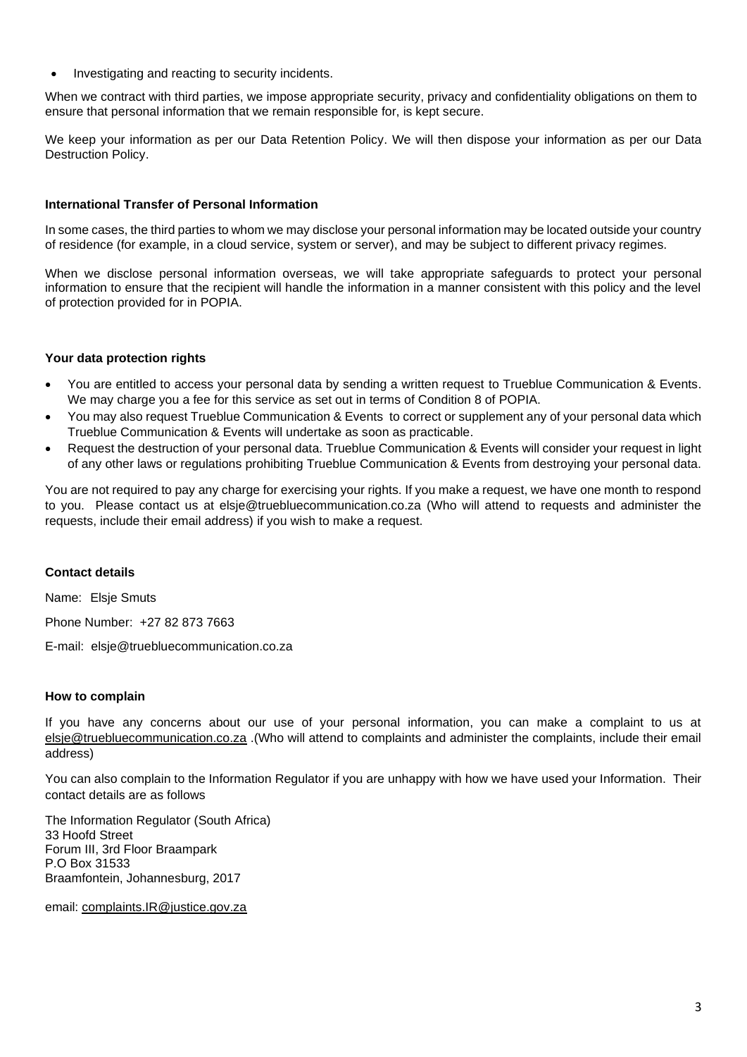- Investigating and reacting to security incidents.

When we contract with third parties, we impose appropriate security, privacy and confidentiality obligations on them to ensure that personal information that we remain responsible for, is kept secure.

We keep your information as per our Data Retention Policy. We will then dispose your information as per our Data Destruction Policy.

**International Transfer of Personal Information**

In some cases, the third parties to whom we may disclose your personal information may be located outside your country of residence (for example, in a cloud service, system or server), and may be subject to different privacy regimes.

When we disclose personal information overseas, we will take appropriate safeguards to protect your personal information to ensure that the recipient will handle the information in a manner consistent with this policy and the level of protection provided for in POPIA.

**Your data protection rights**

- You are entitled to access your personal data by sending a written request to Trueblue Communication & Events. We may charge you a fee for this service as set out in terms of Condition 8 of POPIA.
- You may also request Trueblue Communication & Events to correct or supplement any of your personal data which Trueblue Communication & Events will undertake as soon as practicable.
- Request the destruction of your personal data. Trueblue Communication & Events will consider your request in light of any other laws or regulations prohibiting Trueblue Communication & Events from destroying your personal data.

You are not required to pay any charge for exercising your rights. If you make a request, we have one month to respond to you. Please contact us at elsje@truebluecommunication.co.za (Who will attend to requests and administer the requests, include their email address) if you wish to make a request.

**Contact details**

Name: Elsje Smuts

Phone Number: +27 82 873 7663

E-mail: elsje@truebluecommunication.co.za

**How to complain**

If you have any concerns about our use of your personal information, you can make a complaint to us at elsje@truebluecommunication.co.za .(Who will attend to complaints and administer the complaints, include their email address)

You can also complain to the Information Regulator if you are unhappy with how we have used your Information. Their contact details are as follows

The Information Regulator (South Africa)
33 Hoofd Street
Forum III, 3rd Floor Braampark
P.O Box 31533
Braamfontein, Johannesburg, 2017

email: complaints.IR@justice.gov.za